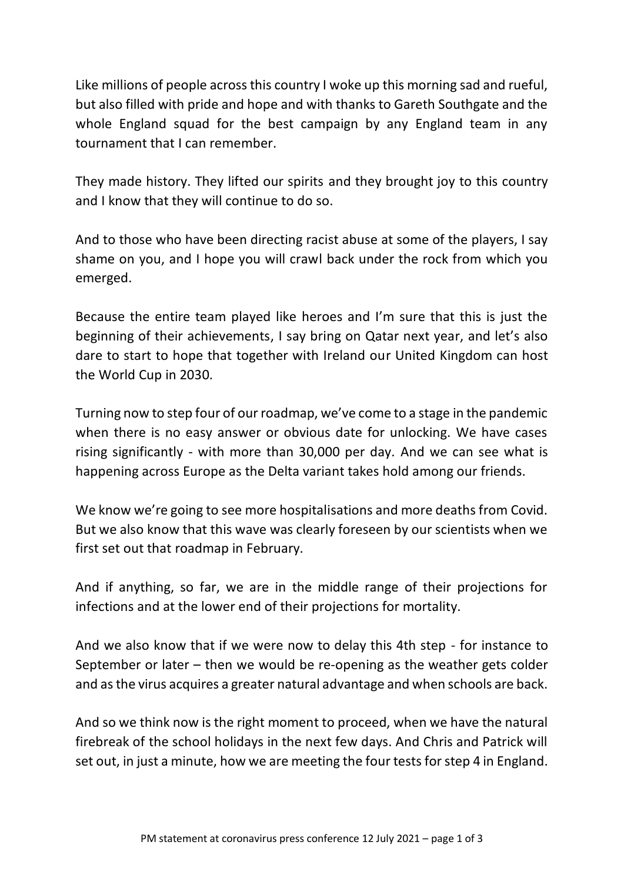Like millions of people across this country I woke up this morning sad and rueful, but also filled with pride and hope and with thanks to Gareth Southgate and the whole England squad for the best campaign by any England team in any tournament that I can remember.

They made history. They lifted our spirits and they brought joy to this country and I know that they will continue to do so.

And to those who have been directing racist abuse at some of the players, I say shame on you, and I hope you will crawl back under the rock from which you emerged.

Because the entire team played like heroes and I'm sure that this is just the beginning of their achievements, I say bring on Qatar next year, and let's also dare to start to hope that together with Ireland our United Kingdom can host the World Cup in 2030.

Turning now to step four of our roadmap, we've come to a stage in the pandemic when there is no easy answer or obvious date for unlocking. We have cases rising significantly - with more than 30,000 per day. And we can see what is happening across Europe as the Delta variant takes hold among our friends.

We know we're going to see more hospitalisations and more deaths from Covid. But we also know that this wave was clearly foreseen by our scientists when we first set out that roadmap in February.

And if anything, so far, we are in the middle range of their projections for infections and at the lower end of their projections for mortality.

And we also know that if we were now to delay this 4th step - for instance to September or later – then we would be re-opening as the weather gets colder and as the virus acquires a greater natural advantage and when schools are back.

And so we think now is the right moment to proceed, when we have the natural firebreak of the school holidays in the next few days. And Chris and Patrick will set out, in just a minute, how we are meeting the four tests for step 4 in England.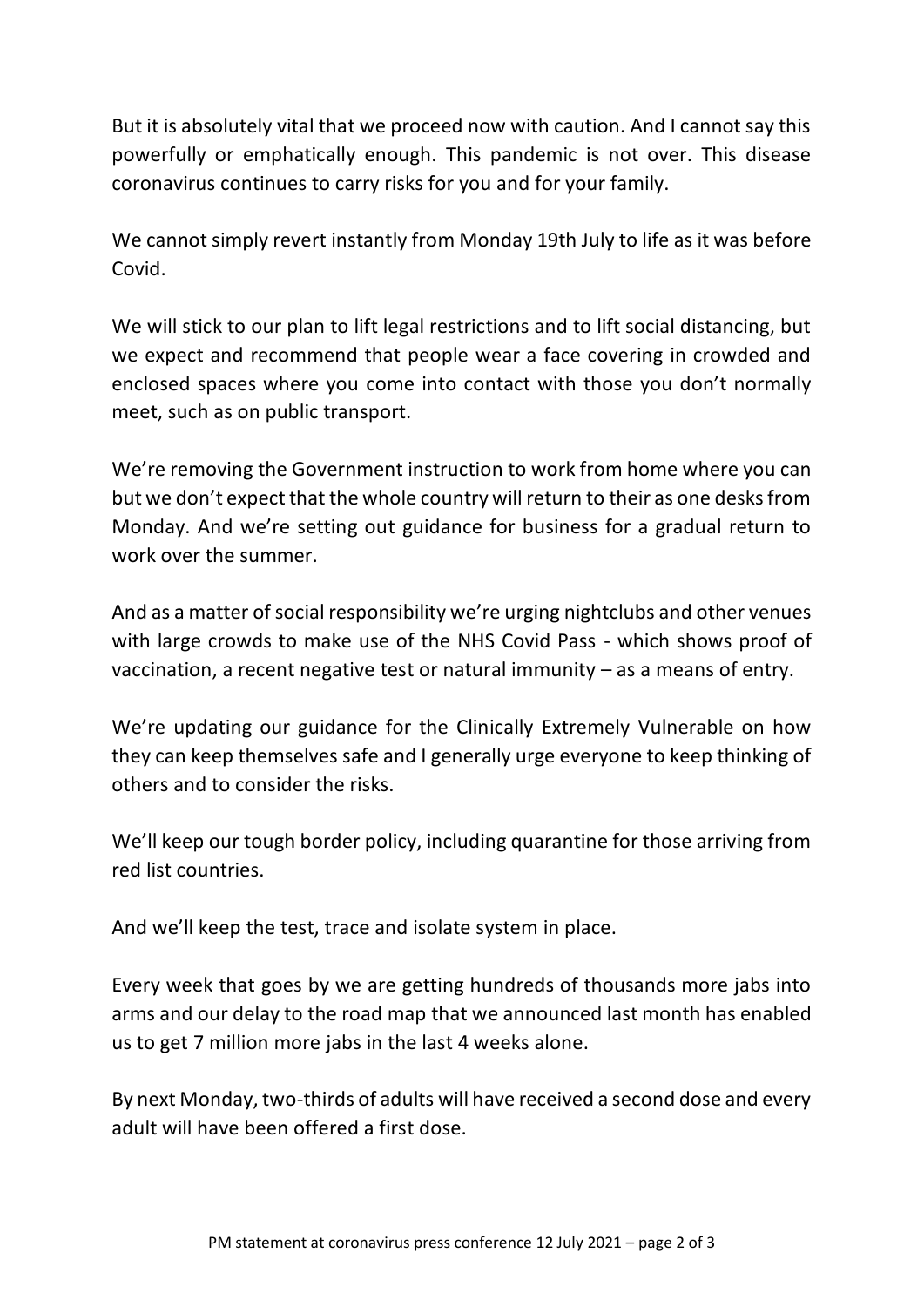But it is absolutely vital that we proceed now with caution. And I cannot say this powerfully or emphatically enough. This pandemic is not over. This disease coronavirus continues to carry risks for you and for your family.

We cannot simply revert instantly from Monday 19th July to life as it was before Covid.

We will stick to our plan to lift legal restrictions and to lift social distancing, but we expect and recommend that people wear a face covering in crowded and enclosed spaces where you come into contact with those you don't normally meet, such as on public transport.

We're removing the Government instruction to work from home where you can but we don't expect that the whole country will return to their as one desks from Monday. And we're setting out guidance for business for a gradual return to work over the summer.

And as a matter of social responsibility we're urging nightclubs and other venues with large crowds to make use of the NHS Covid Pass - which shows proof of vaccination, a recent negative test or natural immunity – as a means of entry.

We're updating our guidance for the Clinically Extremely Vulnerable on how they can keep themselves safe and I generally urge everyone to keep thinking of others and to consider the risks.

We'll keep our tough border policy, including quarantine for those arriving from red list countries.

And we'll keep the test, trace and isolate system in place.

Every week that goes by we are getting hundreds of thousands more jabs into arms and our delay to the road map that we announced last month has enabled us to get 7 million more jabs in the last 4 weeks alone.

By next Monday, two-thirds of adults will have received a second dose and every adult will have been offered a first dose.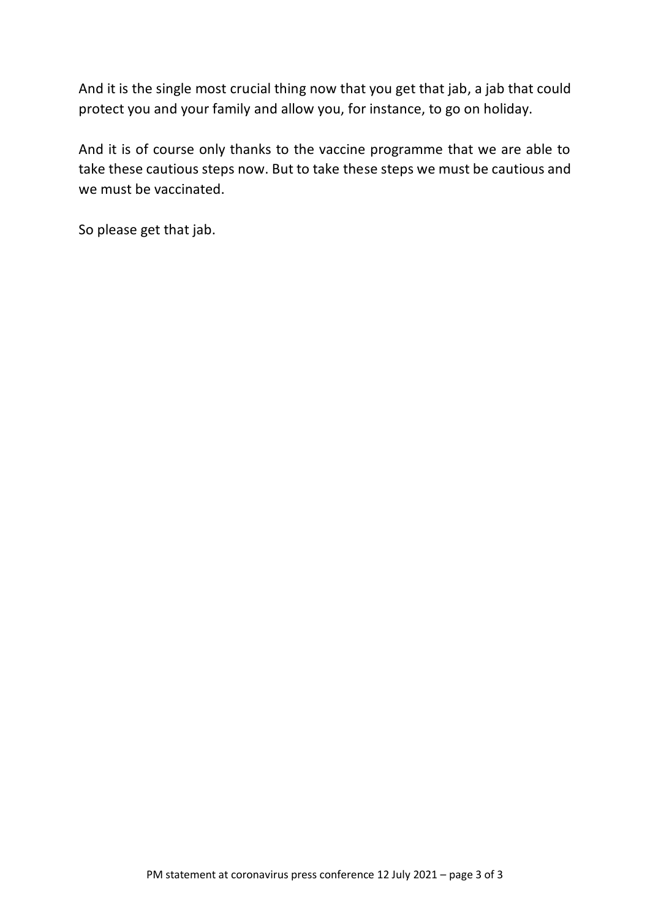And it is the single most crucial thing now that you get that jab, a jab that could protect you and your family and allow you, for instance, to go on holiday.

And it is of course only thanks to the vaccine programme that we are able to take these cautious steps now. But to take these steps we must be cautious and we must be vaccinated.

So please get that jab.